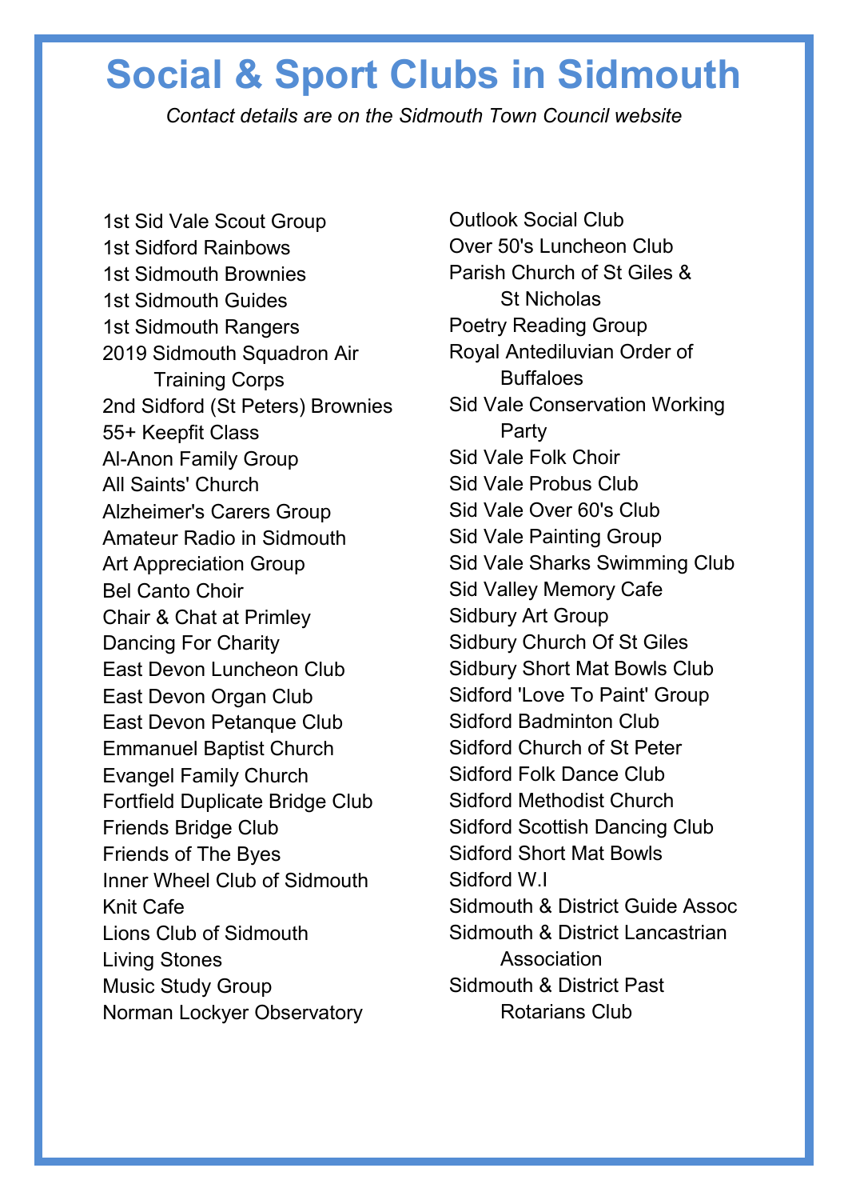# Social & Sport Clubs in Sidmouth

*Contact details are on the Sidmouth Town Council website*

1st Sid Vale Scout Group
1st Sidford Rainbows
1st Sidmouth Brownies
1st Sidmouth Guides
1st Sidmouth Rangers
2019 Sidmouth Squadron Air Training Corps
2nd Sidford (St Peters) Brownies
55+ Keepfit Class
Al-Anon Family Group
All Saints' Church
Alzheimer's Carers Group
Amateur Radio in Sidmouth
Art Appreciation Group
Bel Canto Choir
Chair & Chat at Primley
Dancing For Charity
East Devon Luncheon Club
East Devon Organ Club
East Devon Petanque Club
Emmanuel Baptist Church
Evangel Family Church
Fortfield Duplicate Bridge Club
Friends Bridge Club
Friends of The Byes
Inner Wheel Club of Sidmouth
Knit Cafe
Lions Club of Sidmouth
Living Stones
Music Study Group
Norman Lockyer Observatory
Outlook Social Club
Over 50's Luncheon Club
Parish Church of St Giles & St Nicholas
Poetry Reading Group
Royal Antediluvian Order of Buffaloes
Sid Vale Conservation Working Party
Sid Vale Folk Choir
Sid Vale Probus Club
Sid Vale Over 60's Club
Sid Vale Painting Group
Sid Vale Sharks Swimming Club
Sid Valley Memory Cafe
Sidbury Art Group
Sidbury Church Of St Giles
Sidbury Short Mat Bowls Club
Sidford 'Love To Paint' Group
Sidford Badminton Club
Sidford Church of St Peter
Sidford Folk Dance Club
Sidford Methodist Church
Sidford Scottish Dancing Club
Sidford Short Mat Bowls
Sidford W.I
Sidmouth & District Guide Assoc
Sidmouth & District Lancastrian Association
Sidmouth & District Past Rotarians Club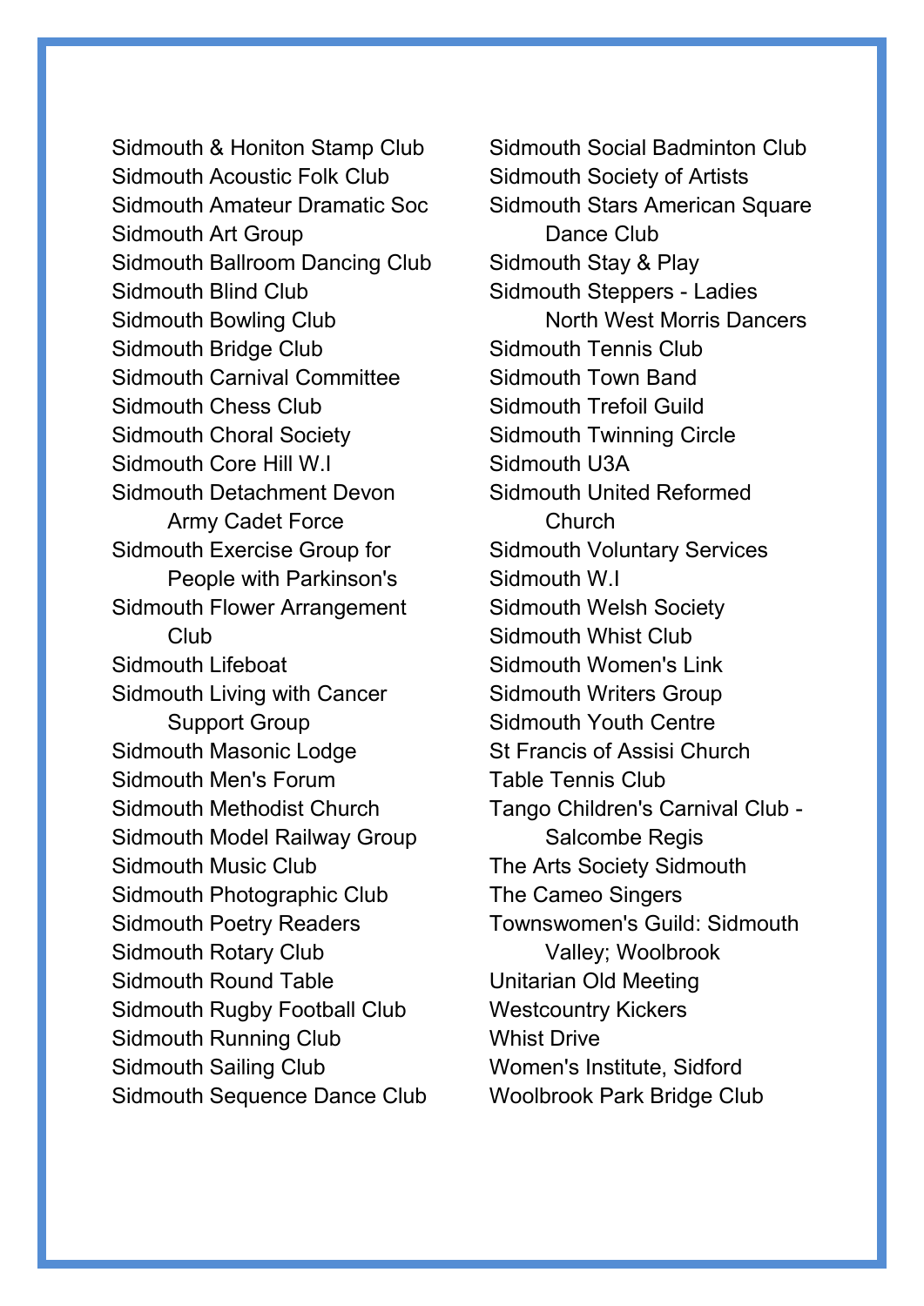Sidmouth & Honiton Stamp Club
Sidmouth Acoustic Folk Club
Sidmouth Amateur Dramatic Soc
Sidmouth Art Group
Sidmouth Ballroom Dancing Club
Sidmouth Blind Club
Sidmouth Bowling Club
Sidmouth Bridge Club
Sidmouth Carnival Committee
Sidmouth Chess Club
Sidmouth Choral Society
Sidmouth Core Hill W.I
Sidmouth Detachment Devon Army Cadet Force
Sidmouth Exercise Group for People with Parkinson's
Sidmouth Flower Arrangement Club
Sidmouth Lifeboat
Sidmouth Living with Cancer Support Group
Sidmouth Masonic Lodge
Sidmouth Men's Forum
Sidmouth Methodist Church
Sidmouth Model Railway Group
Sidmouth Music Club
Sidmouth Photographic Club
Sidmouth Poetry Readers
Sidmouth Rotary Club
Sidmouth Round Table
Sidmouth Rugby Football Club
Sidmouth Running Club
Sidmouth Sailing Club
Sidmouth Sequence Dance Club
Sidmouth Social Badminton Club
Sidmouth Society of Artists
Sidmouth Stars American Square Dance Club
Sidmouth Stay & Play
Sidmouth Steppers - Ladies North West Morris Dancers
Sidmouth Tennis Club
Sidmouth Town Band
Sidmouth Trefoil Guild
Sidmouth Twinning Circle
Sidmouth U3A
Sidmouth United Reformed Church
Sidmouth Voluntary Services
Sidmouth W.I
Sidmouth Welsh Society
Sidmouth Whist Club
Sidmouth Women's Link
Sidmouth Writers Group
Sidmouth Youth Centre
St Francis of Assisi Church
Table Tennis Club
Tango Children's Carnival Club - Salcombe Regis
The Arts Society Sidmouth
The Cameo Singers
Townswomen's Guild: Sidmouth Valley; Woolbrook
Unitarian Old Meeting
Westcountry Kickers
Whist Drive
Women's Institute, Sidford
Woolbrook Park Bridge Club